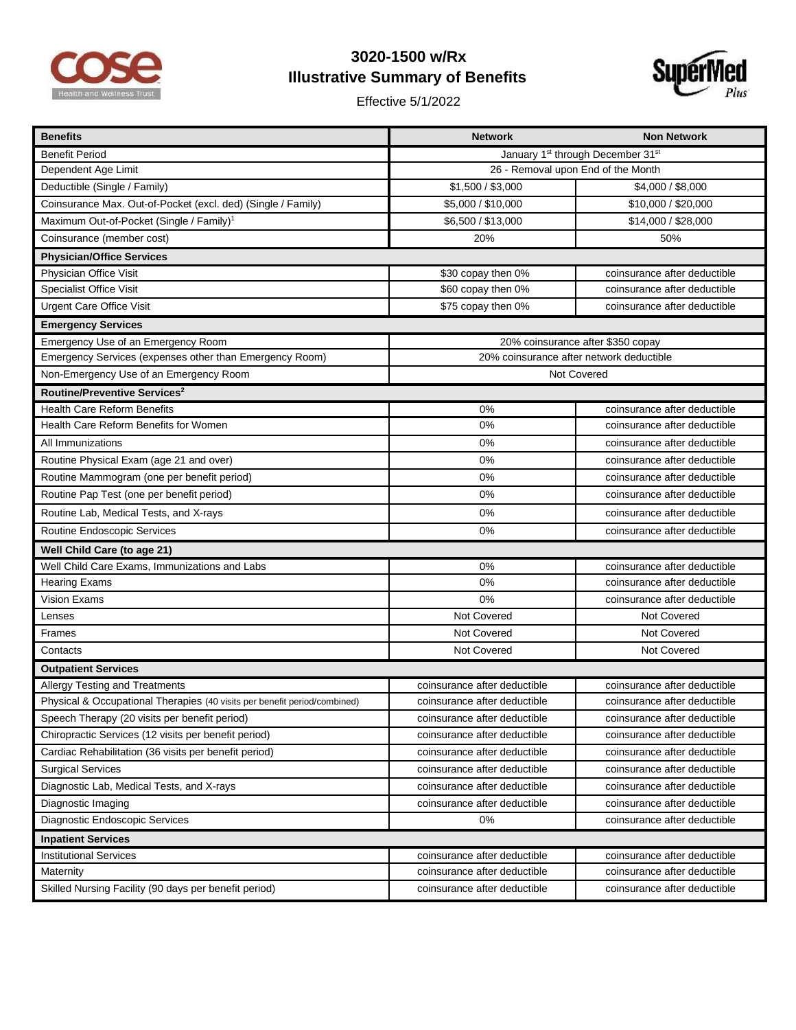# 3020-1500 w/Rx

## Illustrative Summary of Benefits

Effective 5/1/2022

| Benefits | Network | Non Network |
|---|---|---|
| Benefit Period | January 1st through December 31st | |
| Dependent Age Limit | 26 - Removal upon End of the Month | |
| Deductible (Single / Family) | $1,500 / $3,000 | $4,000 / $8,000 |
| Coinsurance Max. Out-of-Pocket (excl. ded) (Single / Family) | $5,000 / $10,000 | $10,000 / $20,000 |
| Maximum Out-of-Pocket (Single / Family)[1] | $6,500 / $13,000 | $14,000 / $28,000 |
| Coinsurance (member cost) | 20% | 50% |
| **Physician/Office Services** | | |
| Physician Office Visit | $30 copay then 0% | coinsurance after deductible |
| Specialist Office Visit | $60 copay then 0% | coinsurance after deductible |
| Urgent Care Office Visit | $75 copay then 0% | coinsurance after deductible |
| **Emergency Services** | | |
| Emergency Use of an Emergency Room | 20% coinsurance after $350 copay | |
| Emergency Services (expenses other than Emergency Room) | 20% coinsurance after network deductible | |
| Non-Emergency Use of an Emergency Room | Not Covered | |
| **Routine/Preventive Services[2]** | | |
| Health Care Reform Benefits | 0% | coinsurance after deductible |
| Health Care Reform Benefits for Women | 0% | coinsurance after deductible |
| All Immunizations | 0% | coinsurance after deductible |
| Routine Physical Exam (age 21 and over) | 0% | coinsurance after deductible |
| Routine Mammogram (one per benefit period) | 0% | coinsurance after deductible |
| Routine Pap Test (one per benefit period) | 0% | coinsurance after deductible |
| Routine Lab, Medical Tests, and X-rays | 0% | coinsurance after deductible |
| Routine Endoscopic Services | 0% | coinsurance after deductible |
| **Well Child Care (to age 21)** | | |
| Well Child Care Exams, Immunizations and Labs | 0% | coinsurance after deductible |
| Hearing Exams | 0% | coinsurance after deductible |
| Vision Exams | 0% | coinsurance after deductible |
| Lenses | Not Covered | Not Covered |
| Frames | Not Covered | Not Covered |
| Contacts | Not Covered | Not Covered |
| **Outpatient Services** | | |
| Allergy Testing and Treatments | coinsurance after deductible | coinsurance after deductible |
| Physical & Occupational Therapies (40 visits per benefit period/combined) | coinsurance after deductible | coinsurance after deductible |
| Speech Therapy (20 visits per benefit period) | coinsurance after deductible | coinsurance after deductible |
| Chiropractic Services (12 visits per benefit period) | coinsurance after deductible | coinsurance after deductible |
| Cardiac Rehabilitation (36 visits per benefit period) | coinsurance after deductible | coinsurance after deductible |
| Surgical Services | coinsurance after deductible | coinsurance after deductible |
| Diagnostic Lab, Medical Tests, and X-rays | coinsurance after deductible | coinsurance after deductible |
| Diagnostic Imaging | coinsurance after deductible | coinsurance after deductible |
| Diagnostic Endoscopic Services | 0% | coinsurance after deductible |
| **Inpatient Services** | | |
| Institutional Services | coinsurance after deductible | coinsurance after deductible |
| Maternity | coinsurance after deductible | coinsurance after deductible |
| Skilled Nursing Facility (90 days per benefit period) | coinsurance after deductible | coinsurance after deductible |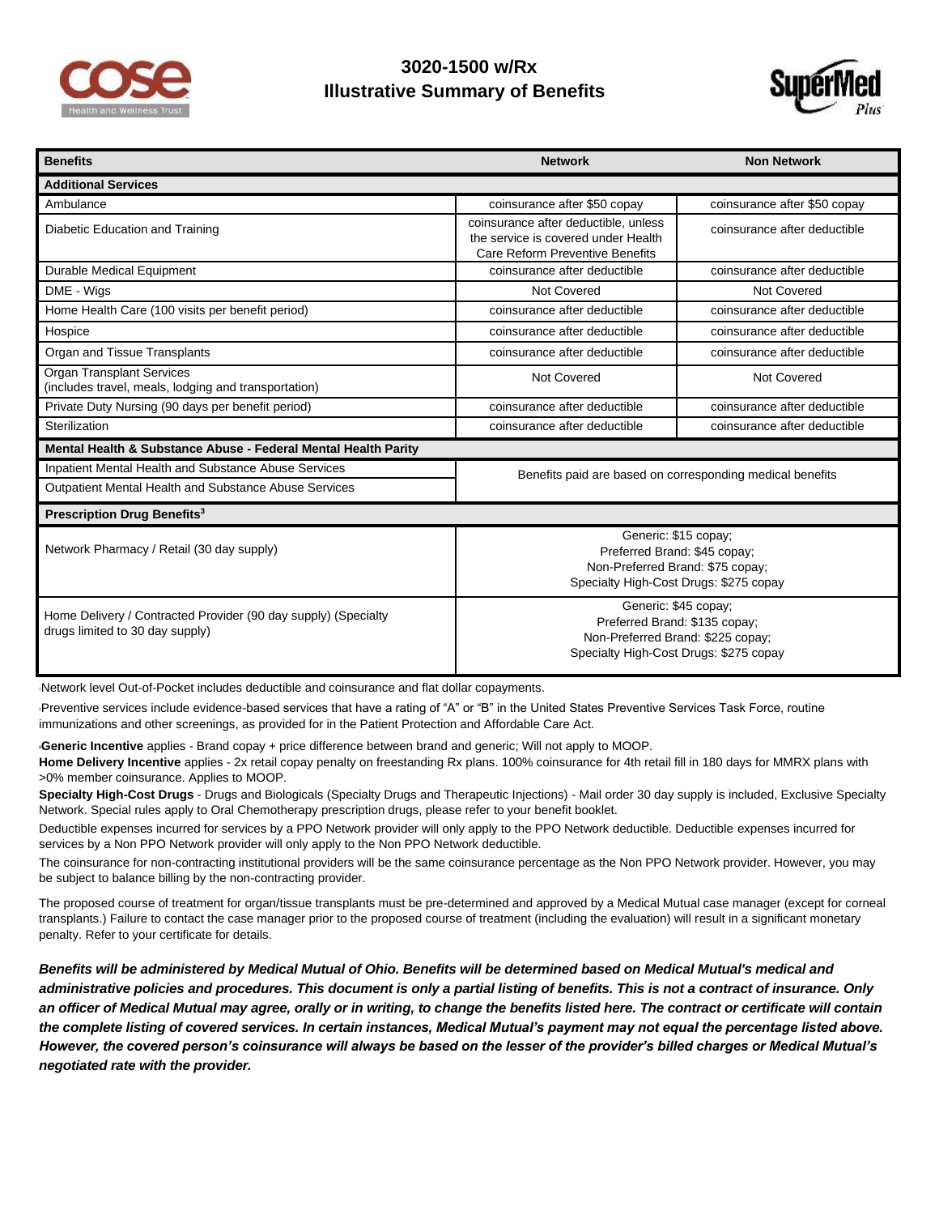# 3020-1500 w/Rx
## Illustrative Summary of Benefits

| Benefits | Network | Non Network |
|---|---|---|
| **Additional Services** | | |
| Ambulance | coinsurance after $50 copay | coinsurance after $50 copay |
| Diabetic Education and Training | coinsurance after deductible, unless the service is covered under Health Care Reform Preventive Benefits | coinsurance after deductible |
| Durable Medical Equipment | coinsurance after deductible | coinsurance after deductible |
| DME - Wigs | Not Covered | Not Covered |
| Home Health Care (100 visits per benefit period) | coinsurance after deductible | coinsurance after deductible |
| Hospice | coinsurance after deductible | coinsurance after deductible |
| Organ and Tissue Transplants | coinsurance after deductible | coinsurance after deductible |
| Organ Transplant Services (includes travel, meals, lodging and transportation) | Not Covered | Not Covered |
| Private Duty Nursing (90 days per benefit period) | coinsurance after deductible | coinsurance after deductible |
| Sterilization | coinsurance after deductible | coinsurance after deductible |
| **Mental Health & Substance Abuse - Federal Mental Health Parity** | | |
| Inpatient Mental Health and Substance Abuse Services | Benefits paid are based on corresponding medical benefits | |
| Outpatient Mental Health and Substance Abuse Services | | |
| **Prescription Drug Benefits[3]** | | |
| Network Pharmacy / Retail (30 day supply) | Generic: $15 copay; Preferred Brand: $45 copay; Non-Preferred Brand: $75 copay; Specialty High-Cost Drugs: $275 copay | |
| Home Delivery / Contracted Provider (90 day supply) (Specialty drugs limited to 30 day supply) | Generic: $45 copay; Preferred Brand: $135 copay; Non-Preferred Brand: $225 copay; Specialty High-Cost Drugs: $275 copay | |

[1]Network level Out-of-Pocket includes deductible and coinsurance and flat dollar copayments.

[2]Preventive services include evidence-based services that have a rating of "A" or "B" in the United States Preventive Services Task Force, routine immunizations and other screenings, as provided for in the Patient Protection and Affordable Care Act.

[3]**Generic Incentive** applies - Brand copay + price difference between brand and generic; Will not apply to MOOP.
**Home Delivery Incentive** applies - 2x retail copay penalty on freestanding Rx plans. 100% coinsurance for 4th retail fill in 180 days for MMRX plans with >0% member coinsurance. Applies to MOOP.
**Specialty High-Cost Drugs** - Drugs and Biologicals (Specialty Drugs and Therapeutic Injections) - Mail order 30 day supply is included, Exclusive Specialty Network. Special rules apply to Oral Chemotherapy prescription drugs, please refer to your benefit booklet.

Deductible expenses incurred for services by a PPO Network provider will only apply to the PPO Network deductible. Deductible expenses incurred for services by a Non PPO Network provider will only apply to the Non PPO Network deductible.

The coinsurance for non-contracting institutional providers will be the same coinsurance percentage as the Non PPO Network provider. However, you may be subject to balance billing by the non-contracting provider.

The proposed course of treatment for organ/tissue transplants must be pre-determined and approved by a Medical Mutual case manager (except for corneal transplants.) Failure to contact the case manager prior to the proposed course of treatment (including the evaluation) will result in a significant monetary penalty. Refer to your certificate for details.

***Benefits will be administered by Medical Mutual of Ohio. Benefits will be determined based on Medical Mutual's medical and administrative policies and procedures. This document is only a partial listing of benefits. This is not a contract of insurance. Only an officer of Medical Mutual may agree, orally or in writing, to change the benefits listed here. The contract or certificate will contain the complete listing of covered services. In certain instances, Medical Mutual's payment may not equal the percentage listed above. However, the covered person's coinsurance will always be based on the lesser of the provider's billed charges or Medical Mutual's negotiated rate with the provider.***